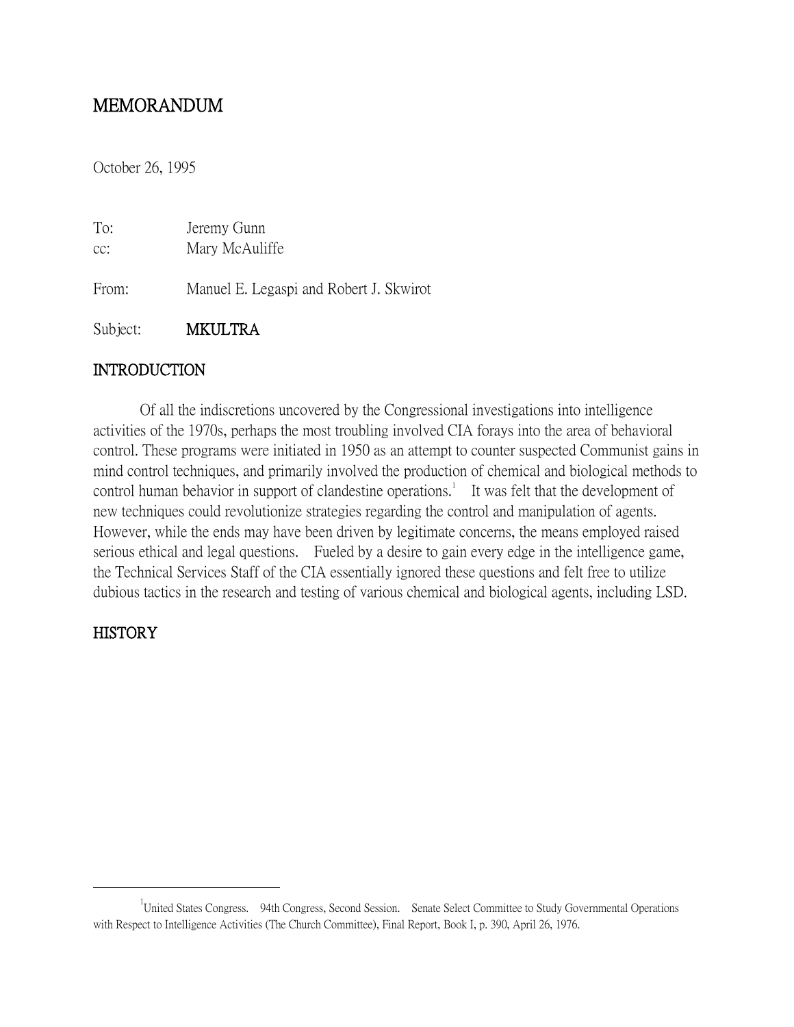# MEMORANDUM

October 26, 1995

To: Jeremy Gunn
cc: Mary McAuliffe

From: Manuel E. Legaspi and Robert J. Skwirot

Subject: **MKULTRA**

## INTRODUCTION

Of all the indiscretions uncovered by the Congressional investigations into intelligence activities of the 1970s, perhaps the most troubling involved CIA forays into the area of behavioral control. These programs were initiated in 1950 as an attempt to counter suspected Communist gains in mind control techniques, and primarily involved the production of chemical and biological methods to control human behavior in support of clandestine operations.[1] It was felt that the development of new techniques could revolutionize strategies regarding the control and manipulation of agents. However, while the ends may have been driven by legitimate concerns, the means employed raised serious ethical and legal questions. Fueled by a desire to gain every edge in the intelligence game, the Technical Services Staff of the CIA essentially ignored these questions and felt free to utilize dubious tactics in the research and testing of various chemical and biological agents, including LSD.

## HISTORY

---

[1] United States Congress. 94th Congress, Second Session. Senate Select Committee to Study Governmental Operations with Respect to Intelligence Activities (The Church Committee), Final Report, Book I, p. 390, April 26, 1976.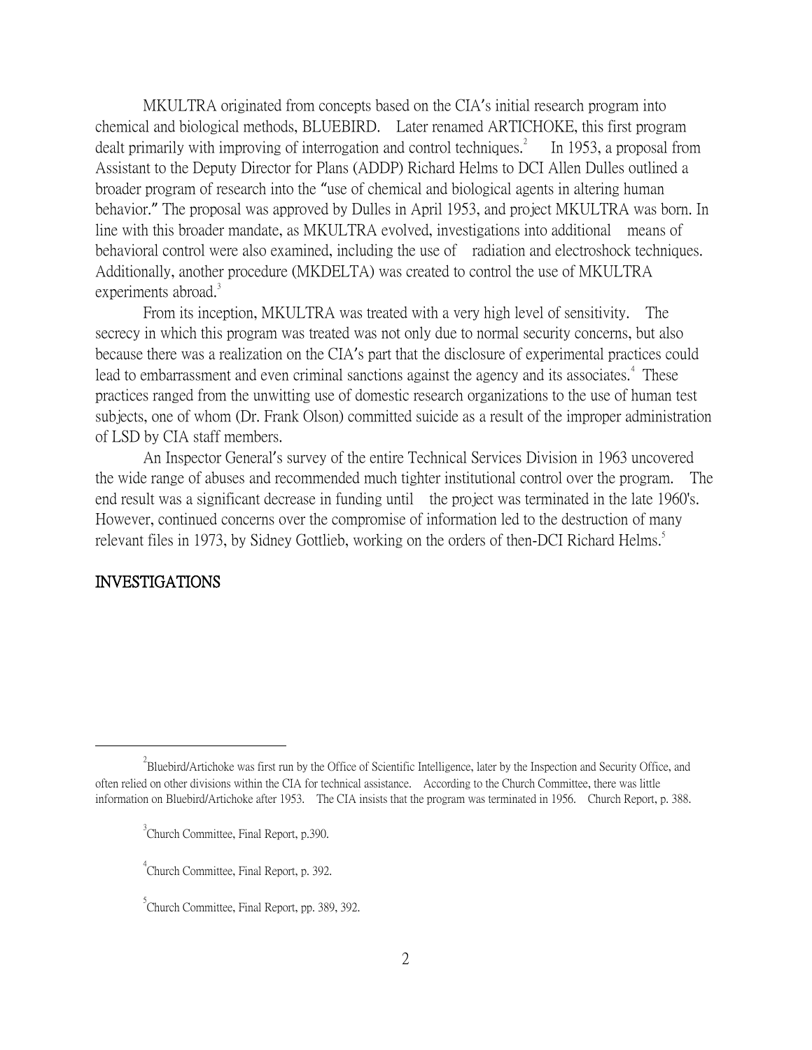MKULTRA originated from concepts based on the CIA's initial research program into chemical and biological methods, BLUEBIRD. Later renamed ARTICHOKE, this first program dealt primarily with improving of interrogation and control techniques.[2] In 1953, a proposal from Assistant to the Deputy Director for Plans (ADDP) Richard Helms to DCI Allen Dulles outlined a broader program of research into the "use of chemical and biological agents in altering human behavior." The proposal was approved by Dulles in April 1953, and project MKULTRA was born. In line with this broader mandate, as MKULTRA evolved, investigations into additional means of behavioral control were also examined, including the use of radiation and electroshock techniques. Additionally, another procedure (MKDELTA) was created to control the use of MKULTRA experiments abroad.[3]

From its inception, MKULTRA was treated with a very high level of sensitivity. The secrecy in which this program was treated was not only due to normal security concerns, but also because there was a realization on the CIA's part that the disclosure of experimental practices could lead to embarrassment and even criminal sanctions against the agency and its associates.[4] These practices ranged from the unwitting use of domestic research organizations to the use of human test subjects, one of whom (Dr. Frank Olson) committed suicide as a result of the improper administration of LSD by CIA staff members.

An Inspector General's survey of the entire Technical Services Division in 1963 uncovered the wide range of abuses and recommended much tighter institutional control over the program. The end result was a significant decrease in funding until the project was terminated in the late 1960's. However, continued concerns over the compromise of information led to the destruction of many relevant files in 1973, by Sidney Gottlieb, working on the orders of then-DCI Richard Helms.[5]

## INVESTIGATIONS

---

[2] Bluebird/Artichoke was first run by the Office of Scientific Intelligence, later by the Inspection and Security Office, and often relied on other divisions within the CIA for technical assistance. According to the Church Committee, there was little information on Bluebird/Artichoke after 1953. The CIA insists that the program was terminated in 1956. Church Report, p. 388.

[3] Church Committee, Final Report, p.390.

[4] Church Committee, Final Report, p. 392.

[5] Church Committee, Final Report, pp. 389, 392.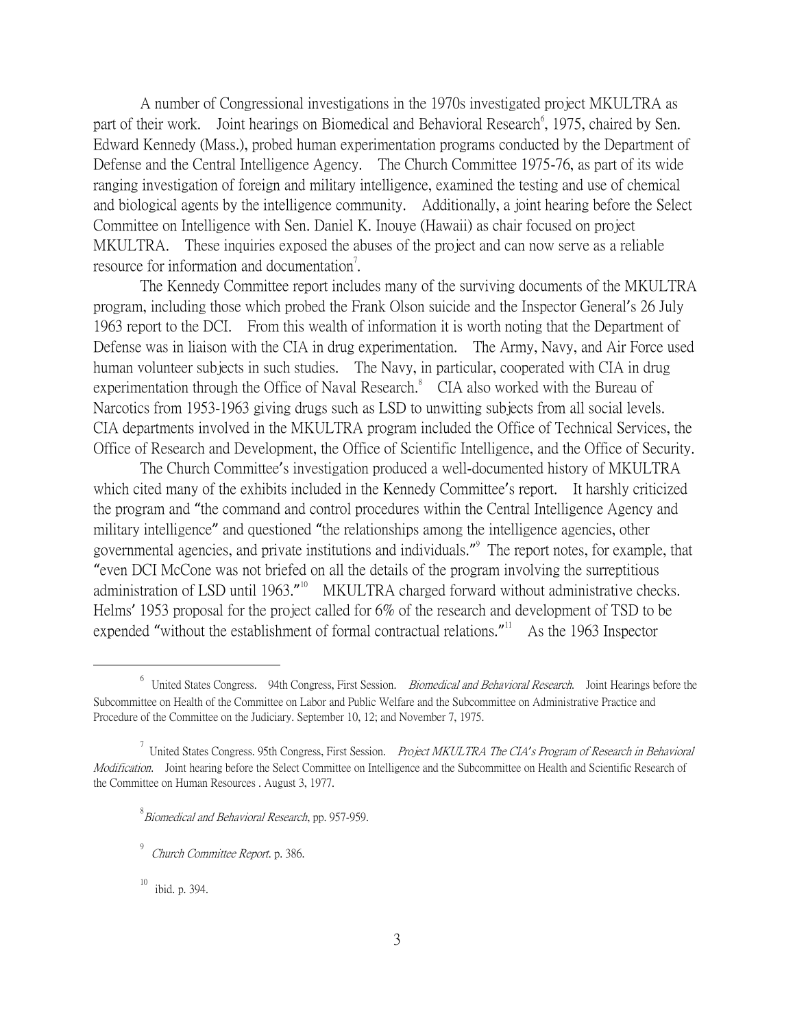A number of Congressional investigations in the 1970s investigated project MKULTRA as part of their work. Joint hearings on Biomedical and Behavioral Research[6], 1975, chaired by Sen. Edward Kennedy (Mass.), probed human experimentation programs conducted by the Department of Defense and the Central Intelligence Agency. The Church Committee 1975-76, as part of its wide ranging investigation of foreign and military intelligence, examined the testing and use of chemical and biological agents by the intelligence community. Additionally, a joint hearing before the Select Committee on Intelligence with Sen. Daniel K. Inouye (Hawaii) as chair focused on project MKULTRA. These inquiries exposed the abuses of the project and can now serve as a reliable resource for information and documentation[7].

The Kennedy Committee report includes many of the surviving documents of the MKULTRA program, including those which probed the Frank Olson suicide and the Inspector General's 26 July 1963 report to the DCI. From this wealth of information it is worth noting that the Department of Defense was in liaison with the CIA in drug experimentation. The Army, Navy, and Air Force used human volunteer subjects in such studies. The Navy, in particular, cooperated with CIA in drug experimentation through the Office of Naval Research.[8] CIA also worked with the Bureau of Narcotics from 1953-1963 giving drugs such as LSD to unwitting subjects from all social levels. CIA departments involved in the MKULTRA program included the Office of Technical Services, the Office of Research and Development, the Office of Scientific Intelligence, and the Office of Security.

The Church Committee's investigation produced a well-documented history of MKULTRA which cited many of the exhibits included in the Kennedy Committee's report. It harshly criticized the program and "the command and control procedures within the Central Intelligence Agency and military intelligence" and questioned "the relationships among the intelligence agencies, other governmental agencies, and private institutions and individuals."[9] The report notes, for example, that "even DCI McCone was not briefed on all the details of the program involving the surreptitious administration of LSD until 1963."[10] MKULTRA charged forward without administrative checks. Helms' 1953 proposal for the project called for 6% of the research and development of TSD to be expended "without the establishment of formal contractual relations."[11] As the 1963 Inspector

---

[6] United States Congress. 94th Congress, First Session. *Biomedical and Behavioral Research.* Joint Hearings before the Subcommittee on Health of the Committee on Labor and Public Welfare and the Subcommittee on Administrative Practice and Procedure of the Committee on the Judiciary. September 10, 12; and November 7, 1975.

[7] United States Congress. 95th Congress, First Session. *Project MKULTRA The CIA's Program of Research in Behavioral Modification.* Joint hearing before the Select Committee on Intelligence and the Subcommittee on Health and Scientific Research of the Committee on Human Resources . August 3, 1977.

[8] *Biomedical and Behavioral Research*, pp. 957-959.

[9] *Church Committee Report*. p. 386.

[10] ibid. p. 394.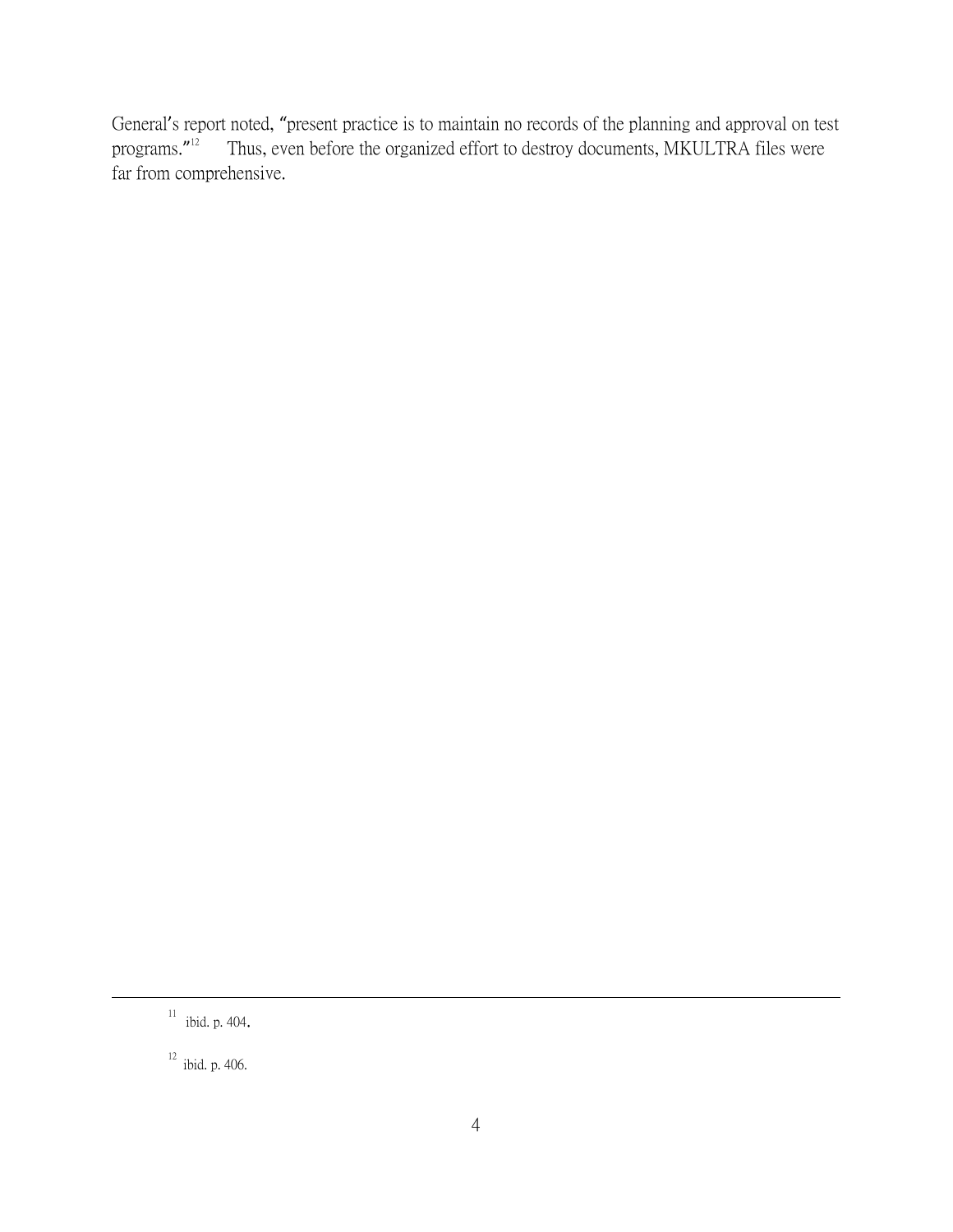General's report noted, "present practice is to maintain no records of the planning and approval on test programs."[12] Thus, even before the organized effort to destroy documents, MKULTRA files were far from comprehensive.

---

[11] ibid. p. 404.

[12] ibid. p. 406.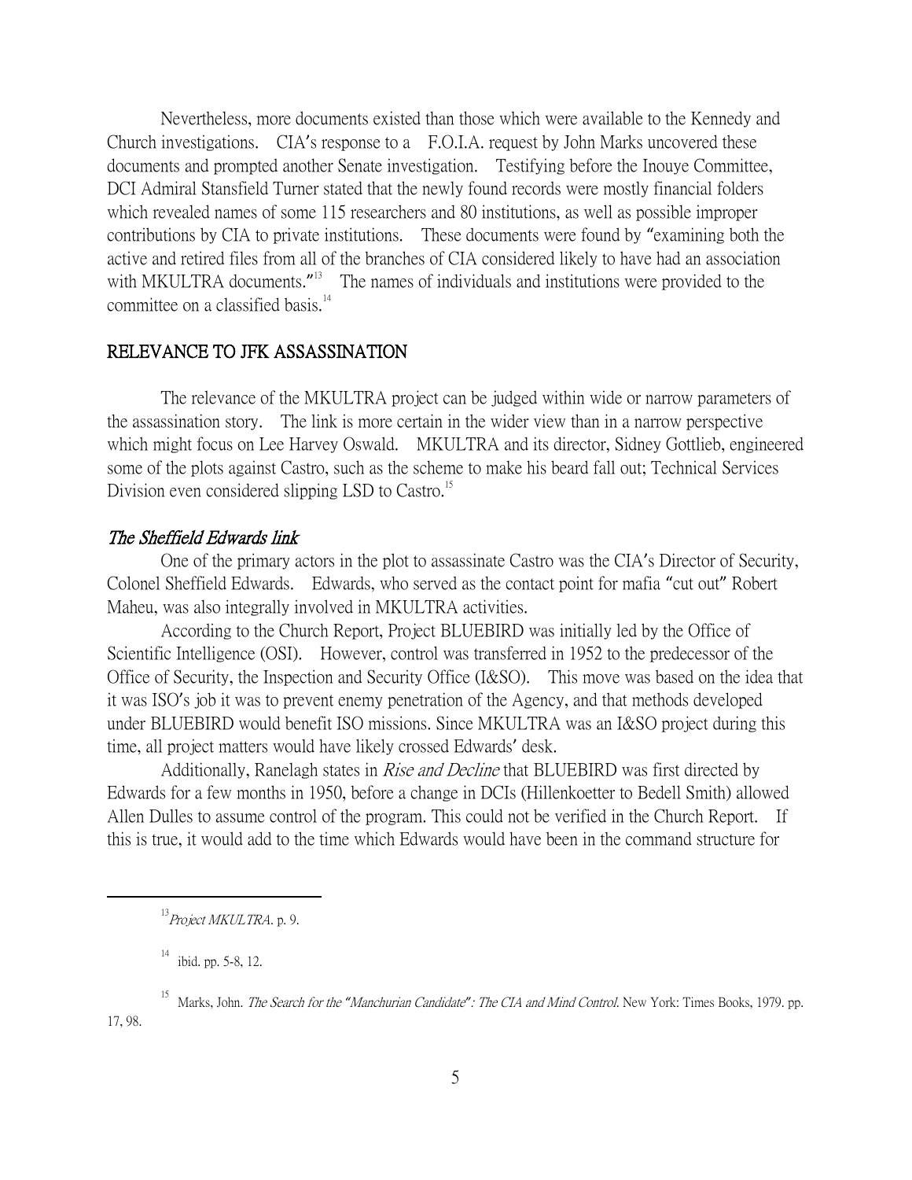Nevertheless, more documents existed than those which were available to the Kennedy and Church investigations. CIA's response to a F.O.I.A. request by John Marks uncovered these documents and prompted another Senate investigation. Testifying before the Inouye Committee, DCI Admiral Stansfield Turner stated that the newly found records were mostly financial folders which revealed names of some 115 researchers and 80 institutions, as well as possible improper contributions by CIA to private institutions. These documents were found by "examining both the active and retired files from all of the branches of CIA considered likely to have had an association with MKULTRA documents."[13] The names of individuals and institutions were provided to the committee on a classified basis.[14]

## RELEVANCE TO JFK ASSASSINATION

The relevance of the MKULTRA project can be judged within wide or narrow parameters of the assassination story. The link is more certain in the wider view than in a narrow perspective which might focus on Lee Harvey Oswald. MKULTRA and its director, Sidney Gottlieb, engineered some of the plots against Castro, such as the scheme to make his beard fall out; Technical Services Division even considered slipping LSD to Castro.[15]

### *The Sheffield Edwards link*

One of the primary actors in the plot to assassinate Castro was the CIA's Director of Security, Colonel Sheffield Edwards. Edwards, who served as the contact point for mafia "cut out" Robert Maheu, was also integrally involved in MKULTRA activities.

According to the Church Report, Project BLUEBIRD was initially led by the Office of Scientific Intelligence (OSI). However, control was transferred in 1952 to the predecessor of the Office of Security, the Inspection and Security Office (I&SO). This move was based on the idea that it was ISO's job it was to prevent enemy penetration of the Agency, and that methods developed under BLUEBIRD would benefit ISO missions. Since MKULTRA was an I&SO project during this time, all project matters would have likely crossed Edwards' desk.

Additionally, Ranelagh states in *Rise and Decline* that BLUEBIRD was first directed by Edwards for a few months in 1950, before a change in DCIs (Hillenkoetter to Bedell Smith) allowed Allen Dulles to assume control of the program. This could not be verified in the Church Report. If this is true, it would add to the time which Edwards would have been in the command structure for

---

[13] *Project MKULTRA*. p. 9.

[14] ibid. pp. 5-8, 12.

[15] Marks, John. *The Search for the "Manchurian Candidate": The CIA and Mind Control*. New York: Times Books, 1979. pp. 17, 98.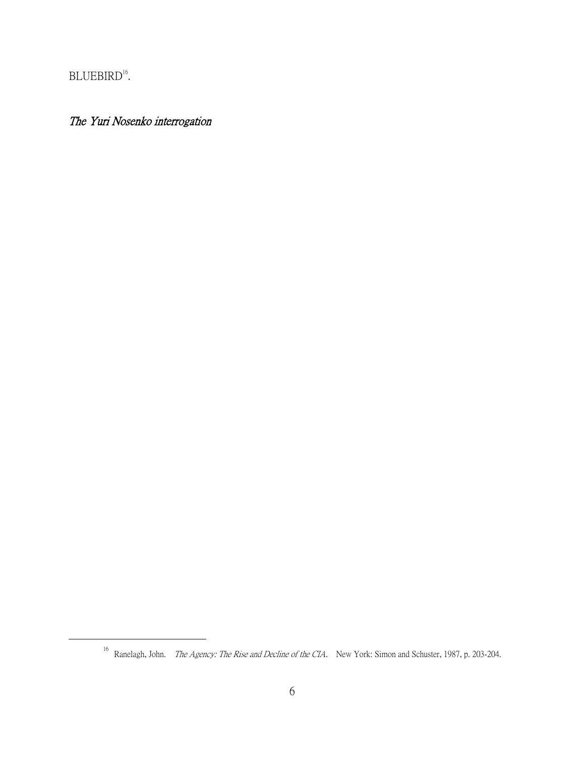BLUEBIRD[16].

*The Yuri Nosenko interrogation*

[16] Ranelagh, John. *The Agency: The Rise and Decline of the CIA*. New York: Simon and Schuster, 1987, p. 203-204.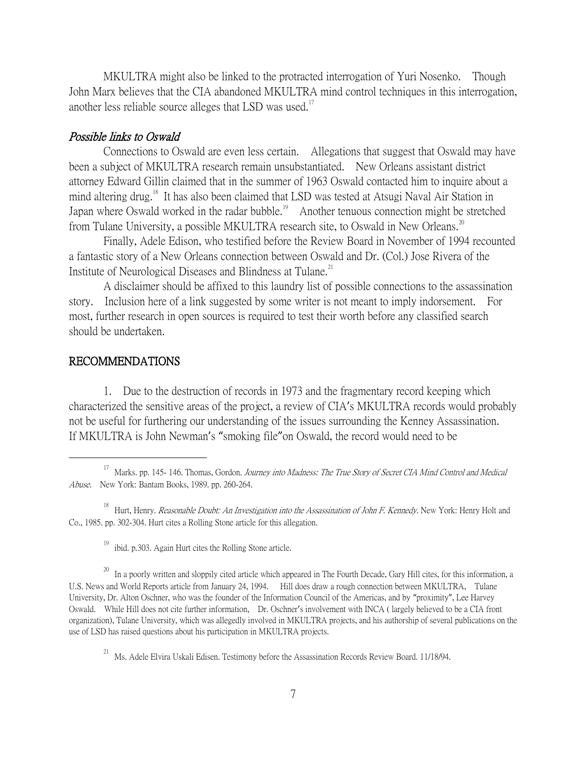MKULTRA might also be linked to the protracted interrogation of Yuri Nosenko. Though John Marx believes that the CIA abandoned MKULTRA mind control techniques in this interrogation, another less reliable source alleges that LSD was used.[17]

### *Possible links to Oswald*

Connections to Oswald are even less certain. Allegations that suggest that Oswald may have been a subject of MKULTRA research remain unsubstantiated. New Orleans assistant district attorney Edward Gillin claimed that in the summer of 1963 Oswald contacted him to inquire about a mind altering drug.[18] It has also been claimed that LSD was tested at Atsugi Naval Air Station in Japan where Oswald worked in the radar bubble.[19] Another tenuous connection might be stretched from Tulane University, a possible MKULTRA research site, to Oswald in New Orleans.[20]

Finally, Adele Edison, who testified before the Review Board in November of 1994 recounted a fantastic story of a New Orleans connection between Oswald and Dr. (Col.) Jose Rivera of the Institute of Neurological Diseases and Blindness at Tulane.[21]

A disclaimer should be affixed to this laundry list of possible connections to the assassination story. Inclusion here of a link suggested by some writer is not meant to imply indorsement. For most, further research in open sources is required to test their worth before any classified search should be undertaken.

## RECOMMENDATIONS

1. Due to the destruction of records in 1973 and the fragmentary record keeping which characterized the sensitive areas of the project, a review of CIA's MKULTRA records would probably not be useful for furthering our understanding of the issues surrounding the Kenney Assassination. If MKULTRA is John Newman's "smoking file"on Oswald, the record would need to be

---

[17] Marks. pp. 145- 146. Thomas, Gordon. *Journey into Madness: The True Story of Secret CIA Mind Control and Medical Abuse*. New York: Bantam Books, 1989. pp. 260-264.

[18] Hurt, Henry. *Reasonable Doubt: An Investigation into the Assassination of John F. Kennedy*. New York: Henry Holt and Co., 1985. pp. 302-304. Hurt cites a Rolling Stone article for this allegation.

[19] ibid. p.303. Again Hurt cites the Rolling Stone article.

[20] In a poorly written and sloppily cited article which appeared in The Fourth Decade, Gary Hill cites, for this information, a U.S. News and World Reports article from January 24, 1994. Hill does draw a rough connection between MKULTRA, Tulane University, Dr. Alton Oschner, who was the founder of the Information Council of the Americas, and by "proximity", Lee Harvey Oswald. While Hill does not cite further information, Dr. Oschner's involvement with INCA ( largely believed to be a CIA front organization), Tulane University, which was allegedly involved in MKULTRA projects, and his authorship of several publications on the use of LSD has raised questions about his participation in MKULTRA projects.

[21] Ms. Adele Elvira Uskali Edisen. Testimony before the Assassination Records Review Board. 11/18/94.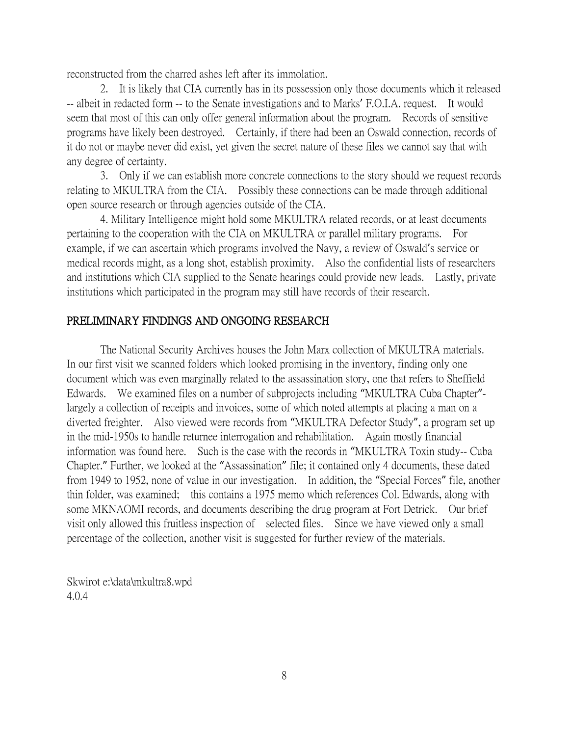reconstructed from the charred ashes left after its immolation.

2. It is likely that CIA currently has in its possession only those documents which it released -- albeit in redacted form -- to the Senate investigations and to Marks' F.O.I.A. request. It would seem that most of this can only offer general information about the program. Records of sensitive programs have likely been destroyed. Certainly, if there had been an Oswald connection, records of it do not or maybe never did exist, yet given the secret nature of these files we cannot say that with any degree of certainty.

3. Only if we can establish more concrete connections to the story should we request records relating to MKULTRA from the CIA. Possibly these connections can be made through additional open source research or through agencies outside of the CIA.

4. Military Intelligence might hold some MKULTRA related records, or at least documents pertaining to the cooperation with the CIA on MKULTRA or parallel military programs. For example, if we can ascertain which programs involved the Navy, a review of Oswald's service or medical records might, as a long shot, establish proximity. Also the confidential lists of researchers and institutions which CIA supplied to the Senate hearings could provide new leads. Lastly, private institutions which participated in the program may still have records of their research.

## PRELIMINARY FINDINGS AND ONGOING RESEARCH

The National Security Archives houses the John Marx collection of MKULTRA materials. In our first visit we scanned folders which looked promising in the inventory, finding only one document which was even marginally related to the assassination story, one that refers to Sheffield Edwards. We examined files on a number of subprojects including "MKULTRA Cuba Chapter"- largely a collection of receipts and invoices, some of which noted attempts at placing a man on a diverted freighter. Also viewed were records from "MKULTRA Defector Study", a program set up in the mid-1950s to handle returnee interrogation and rehabilitation. Again mostly financial information was found here. Such is the case with the records in "MKULTRA Toxin study-- Cuba Chapter." Further, we looked at the "Assassination" file; it contained only 4 documents, these dated from 1949 to 1952, none of value in our investigation. In addition, the "Special Forces" file, another thin folder, was examined; this contains a 1975 memo which references Col. Edwards, along with some MKNAOMI records, and documents describing the drug program at Fort Detrick. Our brief visit only allowed this fruitless inspection of selected files. Since we have viewed only a small percentage of the collection, another visit is suggested for further review of the materials.

Skwirot e:\data\mkultra8.wpd
4.0.4